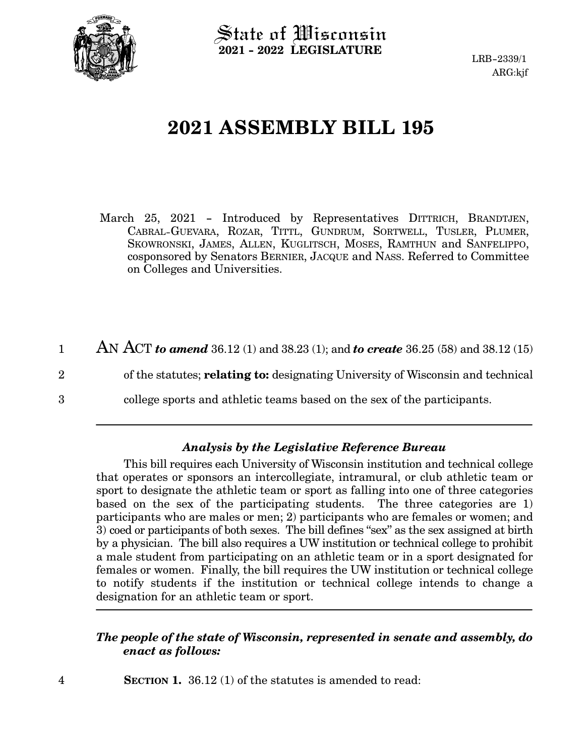State of Wisconsin
**2021 - 2022 LEGISLATURE**

LRB-2339/1
ARG:kjf

# 2021 ASSEMBLY BILL 195

March 25, 2021 - Introduced by Representatives DITTRICH, BRANDTJEN, CABRAL-GUEVARA, ROZAR, TITTL, GUNDRUM, SORTWELL, TUSLER, PLUMER, SKOWRONSKI, JAMES, ALLEN, KUGLITSCH, MOSES, RAMTHUN and SANFELIPPO, cosponsored by Senators BERNIER, JACQUE and NASS. Referred to Committee on Colleges and Universities.

1 AN ACT ***to amend*** 36.12 (1) and 38.23 (1); and ***to create*** 36.25 (58) and 38.12 (15)
2 of the statutes; **relating to:** designating University of Wisconsin and technical
3 college sports and athletic teams based on the sex of the participants.

---

### *Analysis by the Legislative Reference Bureau*

This bill requires each University of Wisconsin institution and technical college that operates or sponsors an intercollegiate, intramural, or club athletic team or sport to designate the athletic team or sport as falling into one of three categories based on the sex of the participating students. The three categories are 1) participants who are males or men; 2) participants who are females or women; and 3) coed or participants of both sexes. The bill defines "sex" as the sex assigned at birth by a physician. The bill also requires a UW institution or technical college to prohibit a male student from participating on an athletic team or in a sport designated for females or women. Finally, the bill requires the UW institution or technical college to notify students if the institution or technical college intends to change a designation for an athletic team or sport.

---

***The people of the state of Wisconsin, represented in senate and assembly, do enact as follows:***

4 **SECTION 1.** 36.12 (1) of the statutes is amended to read: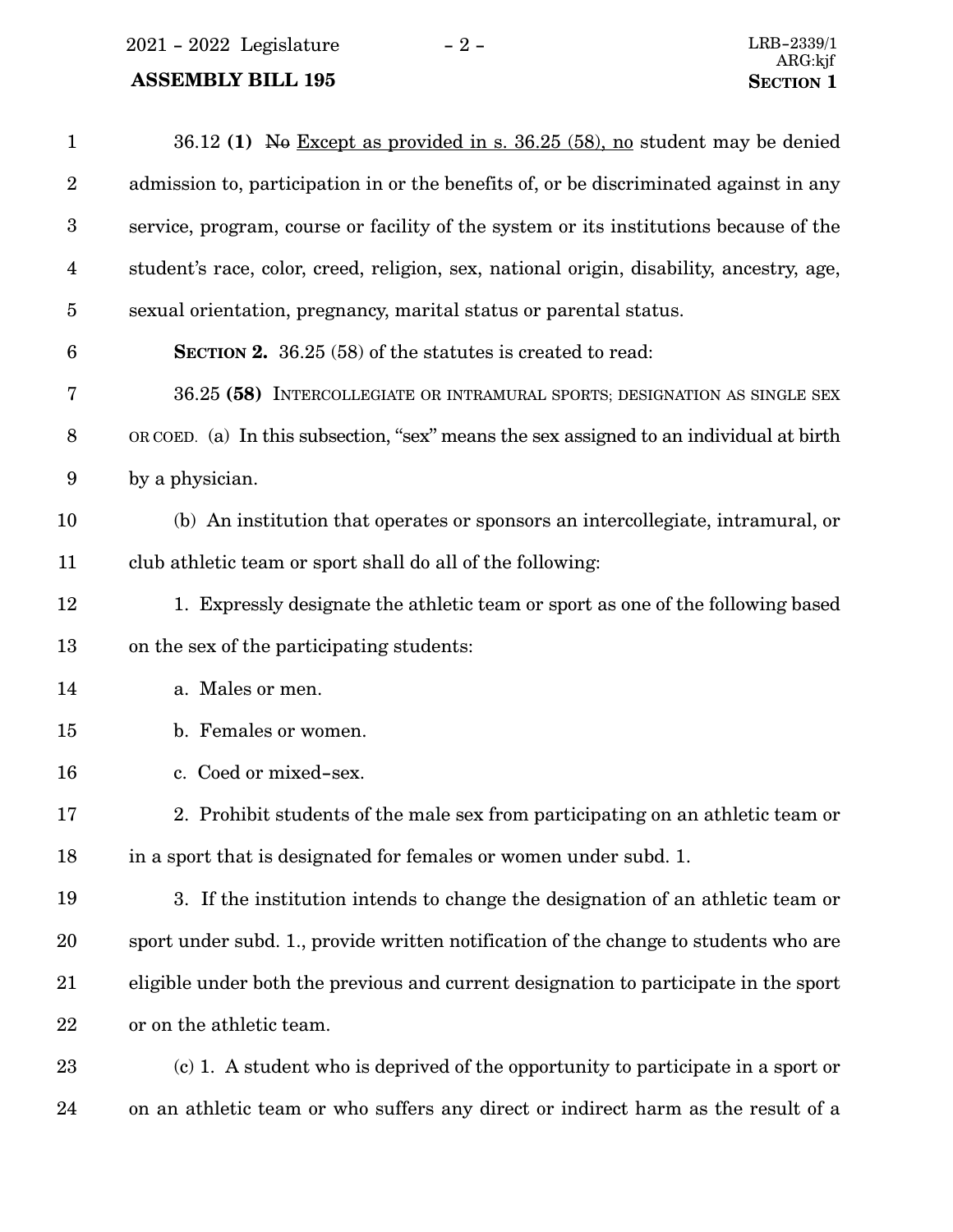36.12 **(1)** ~~No~~ Except as provided in s. 36.25 (58), no student may be denied admission to, participation in or the benefits of, or be discriminated against in any service, program, course or facility of the system or its institutions because of the student's race, color, creed, religion, sex, national origin, disability, ancestry, age, sexual orientation, pregnancy, marital status or parental status.

**Section 2.** 36.25 (58) of the statutes is created to read:

36.25 **(58)** Intercollegiate or intramural sports; designation as single sex or coed. (a) In this subsection, "sex" means the sex assigned to an individual at birth by a physician.

(b) An institution that operates or sponsors an intercollegiate, intramural, or club athletic team or sport shall do all of the following:

1. Expressly designate the athletic team or sport as one of the following based on the sex of the participating students:

a. Males or men.

b. Females or women.

c. Coed or mixed-sex.

2. Prohibit students of the male sex from participating on an athletic team or in a sport that is designated for females or women under subd. 1.

3. If the institution intends to change the designation of an athletic team or sport under subd. 1., provide written notification of the change to students who are eligible under both the previous and current designation to participate in the sport or on the athletic team.

(c) 1. A student who is deprived of the opportunity to participate in a sport or on an athletic team or who suffers any direct or indirect harm as the result of a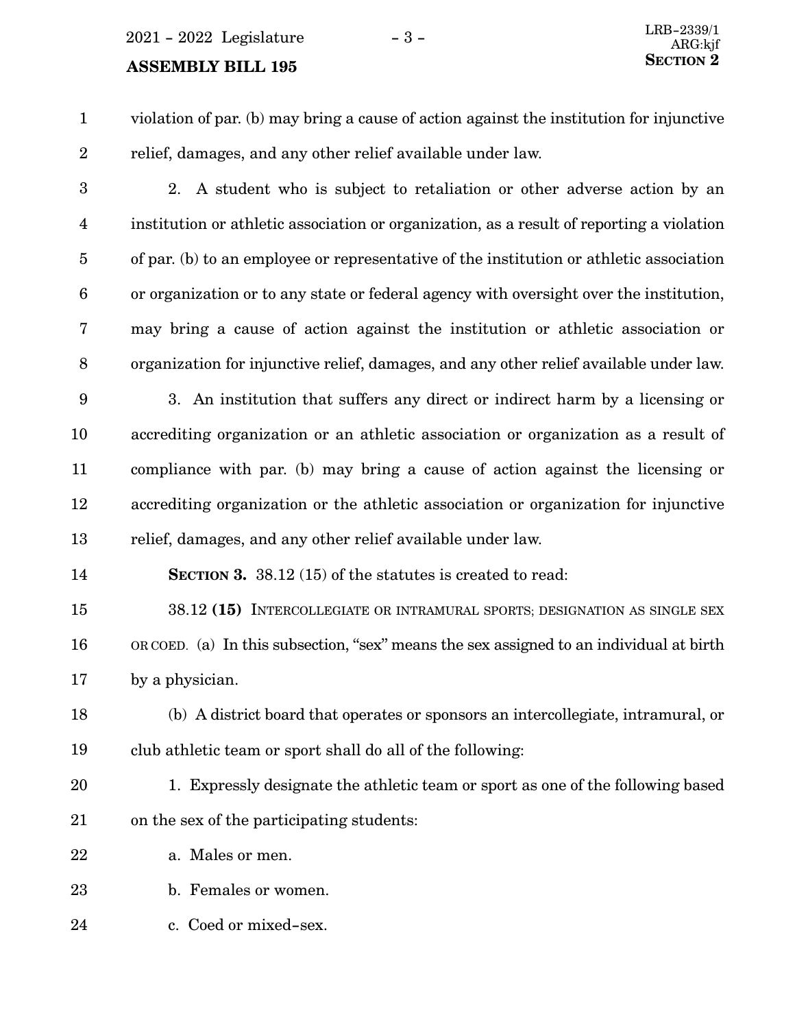violation of par. (b) may bring a cause of action against the institution for injunctive relief, damages, and any other relief available under law.

2. A student who is subject to retaliation or other adverse action by an institution or athletic association or organization, as a result of reporting a violation of par. (b) to an employee or representative of the institution or athletic association or organization or to any state or federal agency with oversight over the institution, may bring a cause of action against the institution or athletic association or organization for injunctive relief, damages, and any other relief available under law.

3. An institution that suffers any direct or indirect harm by a licensing or accrediting organization or an athletic association or organization as a result of compliance with par. (b) may bring a cause of action against the licensing or accrediting organization or the athletic association or organization for injunctive relief, damages, and any other relief available under law.

**SECTION 3.** 38.12 (15) of the statutes is created to read:

38.12 **(15)** INTERCOLLEGIATE OR INTRAMURAL SPORTS; DESIGNATION AS SINGLE SEX OR COED. (a) In this subsection, "sex" means the sex assigned to an individual at birth by a physician.

(b) A district board that operates or sponsors an intercollegiate, intramural, or club athletic team or sport shall do all of the following:

1. Expressly designate the athletic team or sport as one of the following based on the sex of the participating students:

a. Males or men.

b. Females or women.

c. Coed or mixed-sex.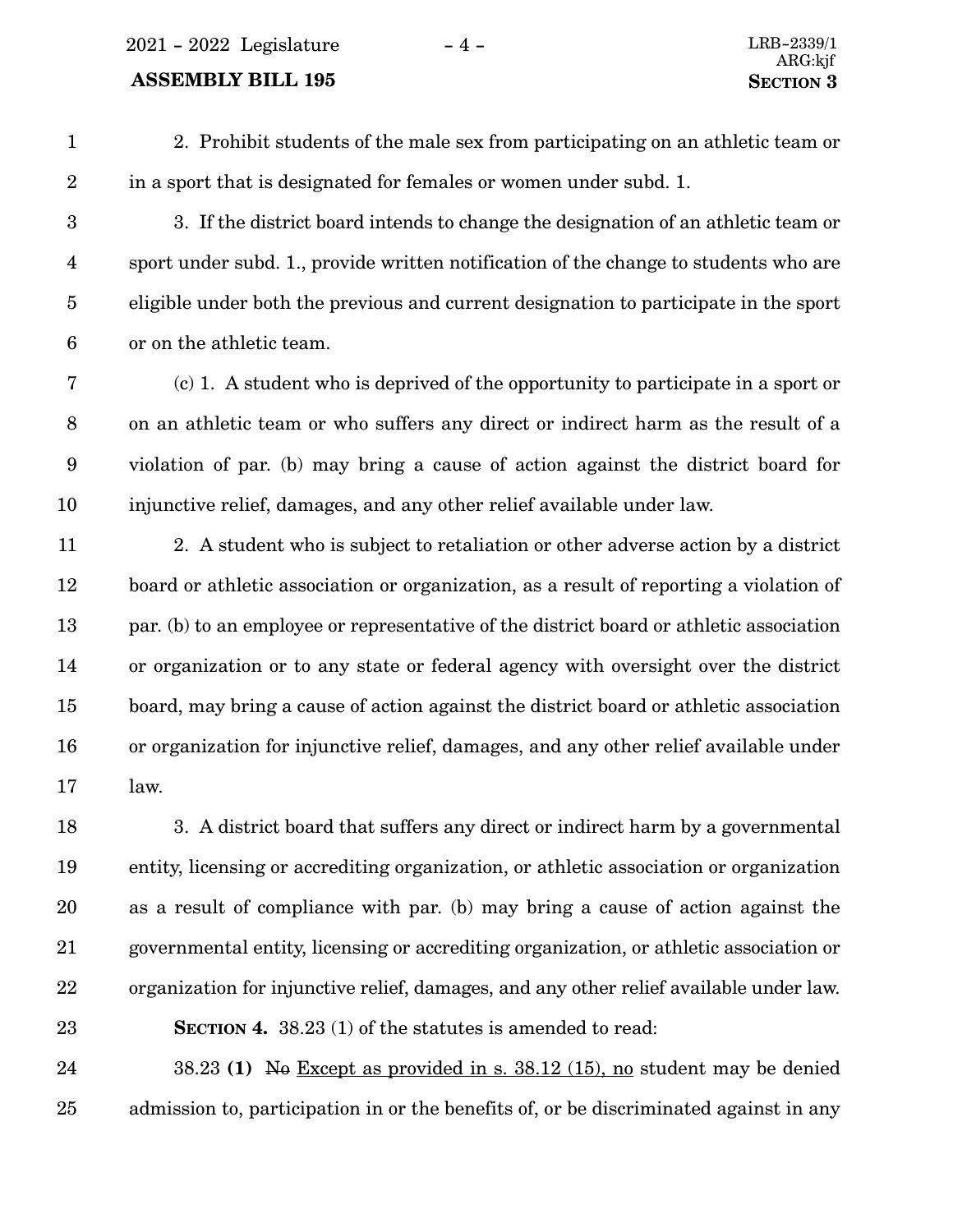2. Prohibit students of the male sex from participating on an athletic team or in a sport that is designated for females or women under subd. 1.

3. If the district board intends to change the designation of an athletic team or sport under subd. 1., provide written notification of the change to students who are eligible under both the previous and current designation to participate in the sport or on the athletic team.

(c) 1. A student who is deprived of the opportunity to participate in a sport or on an athletic team or who suffers any direct or indirect harm as the result of a violation of par. (b) may bring a cause of action against the district board for injunctive relief, damages, and any other relief available under law.

2. A student who is subject to retaliation or other adverse action by a district board or athletic association or organization, as a result of reporting a violation of par. (b) to an employee or representative of the district board or athletic association or organization or to any state or federal agency with oversight over the district board, may bring a cause of action against the district board or athletic association or organization for injunctive relief, damages, and any other relief available under law.

3. A district board that suffers any direct or indirect harm by a governmental entity, licensing or accrediting organization, or athletic association or organization as a result of compliance with par. (b) may bring a cause of action against the governmental entity, licensing or accrediting organization, or athletic association or organization for injunctive relief, damages, and any other relief available under law.

**SECTION 4.** 38.23 (1) of the statutes is amended to read:

38.23 **(1)** ~~No~~ Except as provided in s. 38.12 (15), no student may be denied admission to, participation in or the benefits of, or be discriminated against in any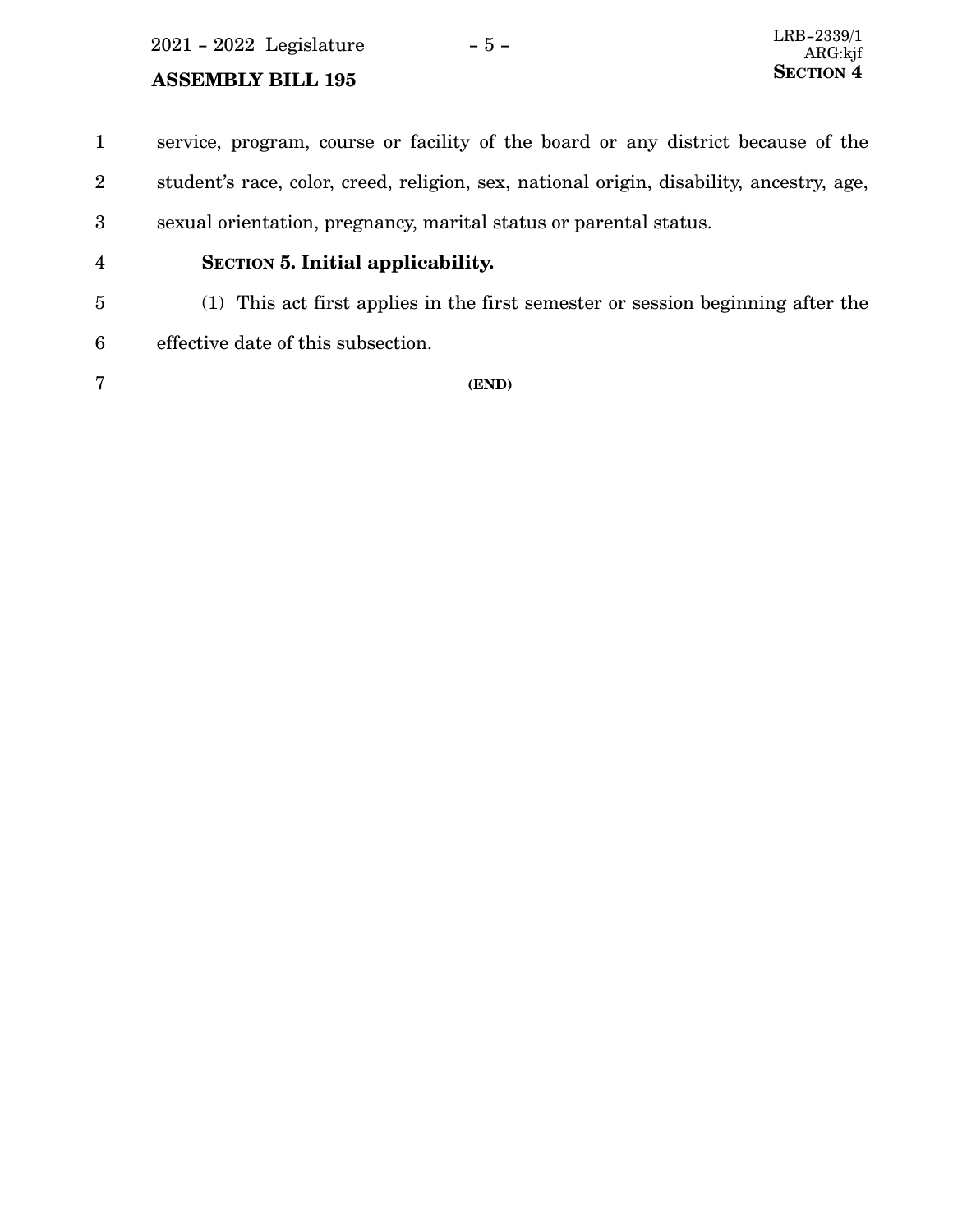service, program, course or facility of the board or any district because of the student's race, color, creed, religion, sex, national origin, disability, ancestry, age, sexual orientation, pregnancy, marital status or parental status.

**SECTION 5. Initial applicability.**

(1) This act first applies in the first semester or session beginning after the effective date of this subsection.

**(END)**